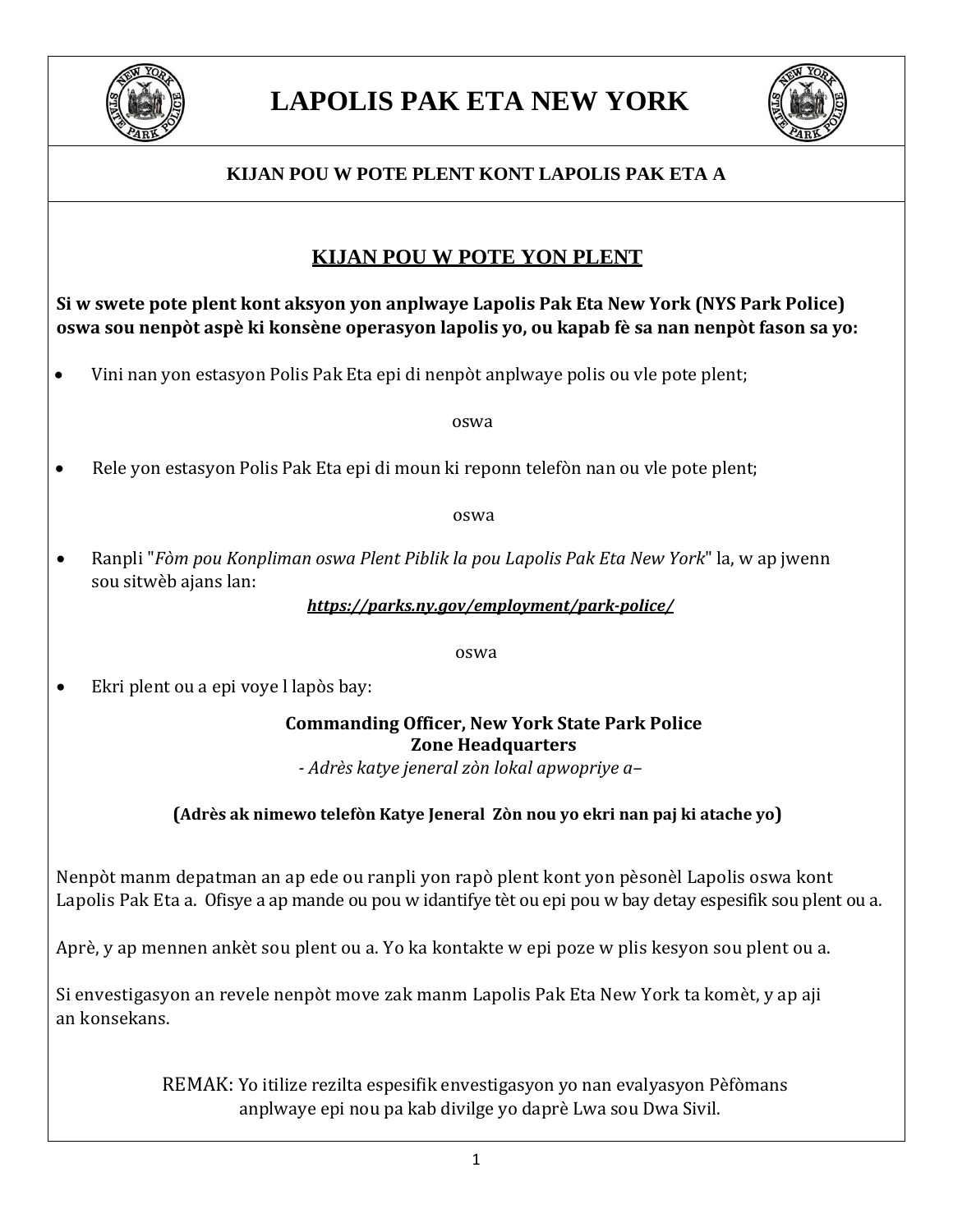# LAPOLIS PAK ETA NEW YORK

**KIJAN POU W POTE PLENT KONT LAPOLIS PAK ETA A**

## KIJAN POU W POTE YON PLENT

**Si w swete pote plent kont aksyon yon anplwaye Lapolis Pak Eta New York (NYS Park Police) oswa sou nenpòt aspè ki konsène operasyon lapolis yo, ou kapab fè sa nan nenpòt fason sa yo:**

- Vini nan yon estasyon Polis Pak Eta epi di nenpòt anplwaye polis ou vle pote plent;

oswa

- Rele yon estasyon Polis Pak Eta epi di moun ki reponn telefòn nan ou vle pote plent;

oswa

- Ranpli "*Fòm pou Konpliman oswa Plent Piblik la pou Lapolis Pak Eta New York*" la, w ap jwenn sou sitwèb ajans lan:

***https://parks.ny.gov/employment/park-police/***

oswa

- Ekri plent ou a epi voye l lapòs bay:

**Commanding Officer, New York State Park Police**
**Zone Headquarters**
*- Adrès katye jeneral zòn lokal apwopriye a–*

**(Adrès ak nimewo telefòn Katye Jeneral Zòn nou yo ekri nan paj ki atache yo)**

Nenpòt manm depatman an ap ede ou ranpli yon rapò plent kont yon pèsonèl Lapolis oswa kont Lapolis Pak Eta a. Ofisye a ap mande ou pou w idantifye tèt ou epi pou w bay detay espesifik sou plent ou a.

Aprè, y ap mennen ankèt sou plent ou a. Yo ka kontakte w epi poze w plis kesyon sou plent ou a.

Si envestigasyon an revele nenpòt move zak manm Lapolis Pak Eta New York ta komèt, y ap aji an konsekans.

REMAK: Yo itilize rezilta espesifik envestigasyon yo nan evalyasyon Pèfòmans anplwaye epi nou pa kab divilge yo daprè Lwa sou Dwa Sivil.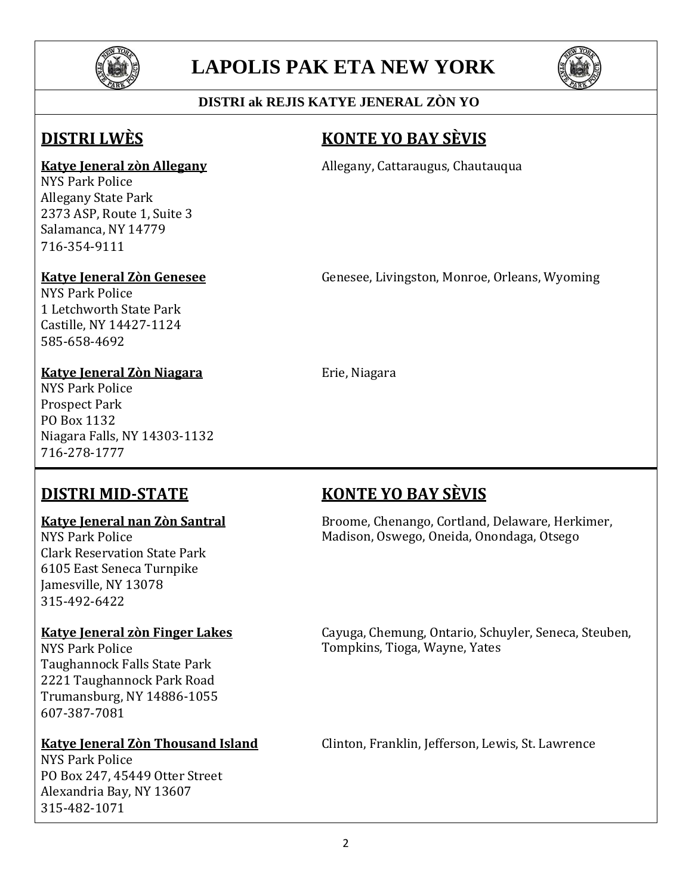# LAPOLIS PAK ETA NEW YORK

**DISTRI ak REJIS KATYE JENERAL ZÒN YO**

## DISTRI LWÈS

## KONTE YO BAY SÈVIS

**Katye Jeneral zòn Allegany**
NYS Park Police
Allegany State Park
2373 ASP, Route 1, Suite 3
Salamanca, NY 14779
716-354-9111

Allegany, Cattaraugus, Chautauqua

**Katye Jeneral Zòn Genesee**
NYS Park Police
1 Letchworth State Park
Castille, NY 14427-1124
585-658-4692

Genesee, Livingston, Monroe, Orleans, Wyoming

**Katye Jeneral Zòn Niagara**
NYS Park Police
Prospect Park
PO Box 1132
Niagara Falls, NY 14303-1132
716-278-1777

Erie, Niagara

## DISTRI MID-STATE

## KONTE YO BAY SÈVIS

**Katye Jeneral nan Zòn Santral**
NYS Park Police
Clark Reservation State Park
6105 East Seneca Turnpike
Jamesville, NY 13078
315-492-6422

Broome, Chenango, Cortland, Delaware, Herkimer, Madison, Oswego, Oneida, Onondaga, Otsego

**Katye Jeneral zòn Finger Lakes**
NYS Park Police
Taughannock Falls State Park
2221 Taughannock Park Road
Trumansburg, NY 14886-1055
607-387-7081

Cayuga, Chemung, Ontario, Schuyler, Seneca, Steuben, Tompkins, Tioga, Wayne, Yates

**Katye Jeneral Zòn Thousand Island**
NYS Park Police
PO Box 247, 45449 Otter Street
Alexandria Bay, NY 13607
315-482-1071

Clinton, Franklin, Jefferson, Lewis, St. Lawrence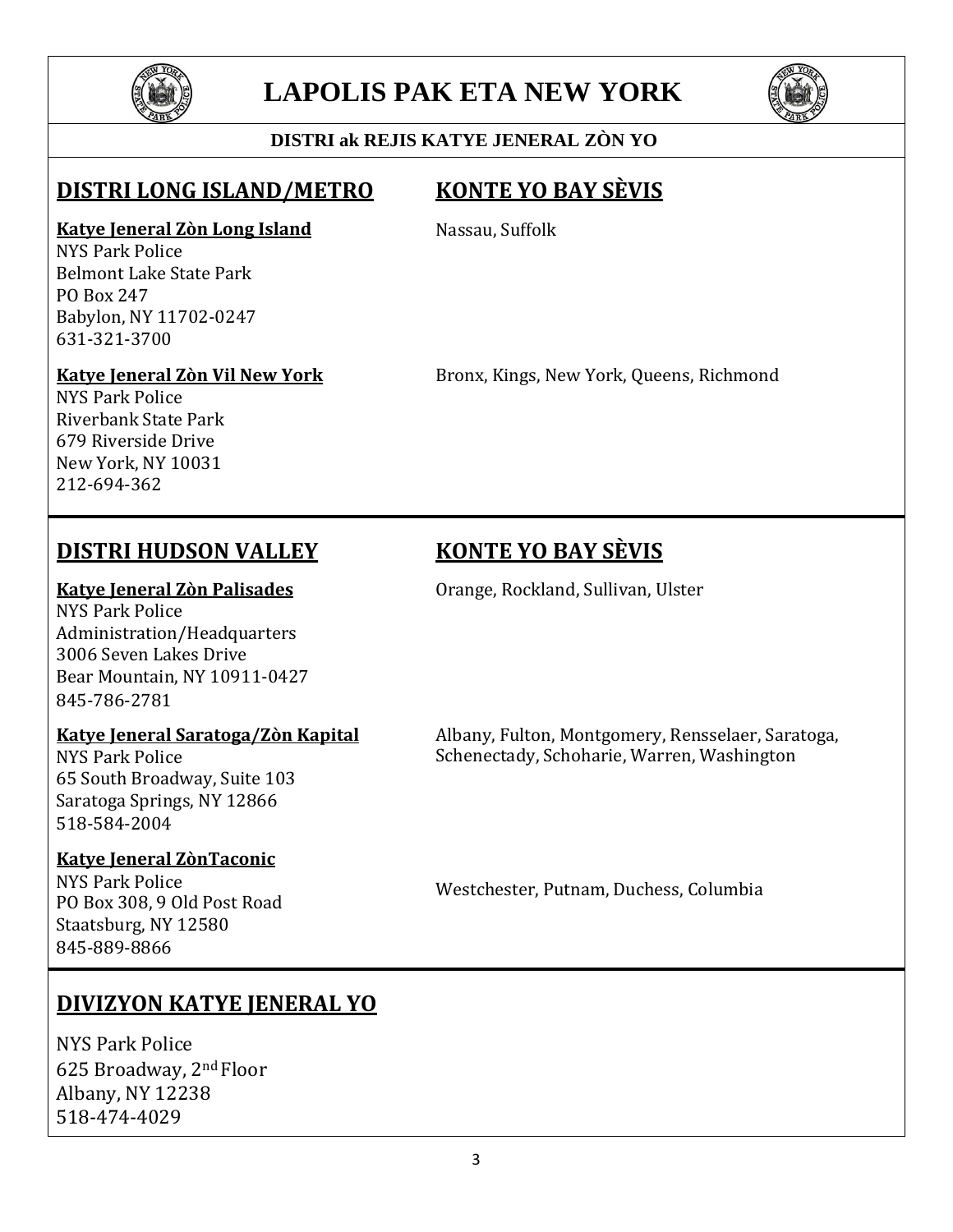# LAPOLIS PAK ETA NEW YORK

**DISTRI ak REJIS KATYE JENERAL ZÒN YO**

## DISTRI LONG ISLAND/METRO

**KONTE YO BAY SÈVIS**

**Katye Jeneral Zòn Long Island**
NYS Park Police
Belmont Lake State Park
PO Box 247
Babylon, NY 11702-0247
631-321-3700

Nassau, Suffolk

**Katye Jeneral Zòn Vil New York**
NYS Park Police
Riverbank State Park
679 Riverside Drive
New York, NY 10031
212-694-362

Bronx, Kings, New York, Queens, Richmond

## DISTRI HUDSON VALLEY

**KONTE YO BAY SÈVIS**

**Katye Jeneral Zòn Palisades**
NYS Park Police
Administration/Headquarters
3006 Seven Lakes Drive
Bear Mountain, NY 10911-0427
845-786-2781

Orange, Rockland, Sullivan, Ulster

**Katye Jeneral Saratoga/Zòn Kapital**
NYS Park Police
65 South Broadway, Suite 103
Saratoga Springs, NY 12866
518-584-2004

Albany, Fulton, Montgomery, Rensselaer, Saratoga, Schenectady, Schoharie, Warren, Washington

**Katye Jeneral ZònTaconic**
NYS Park Police
PO Box 308, 9 Old Post Road
Staatsburg, NY 12580
845-889-8866

Westchester, Putnam, Duchess, Columbia

## DIVIZYON KATYE JENERAL YO

NYS Park Police
625 Broadway, 2nd Floor
Albany, NY 12238
518-474-4029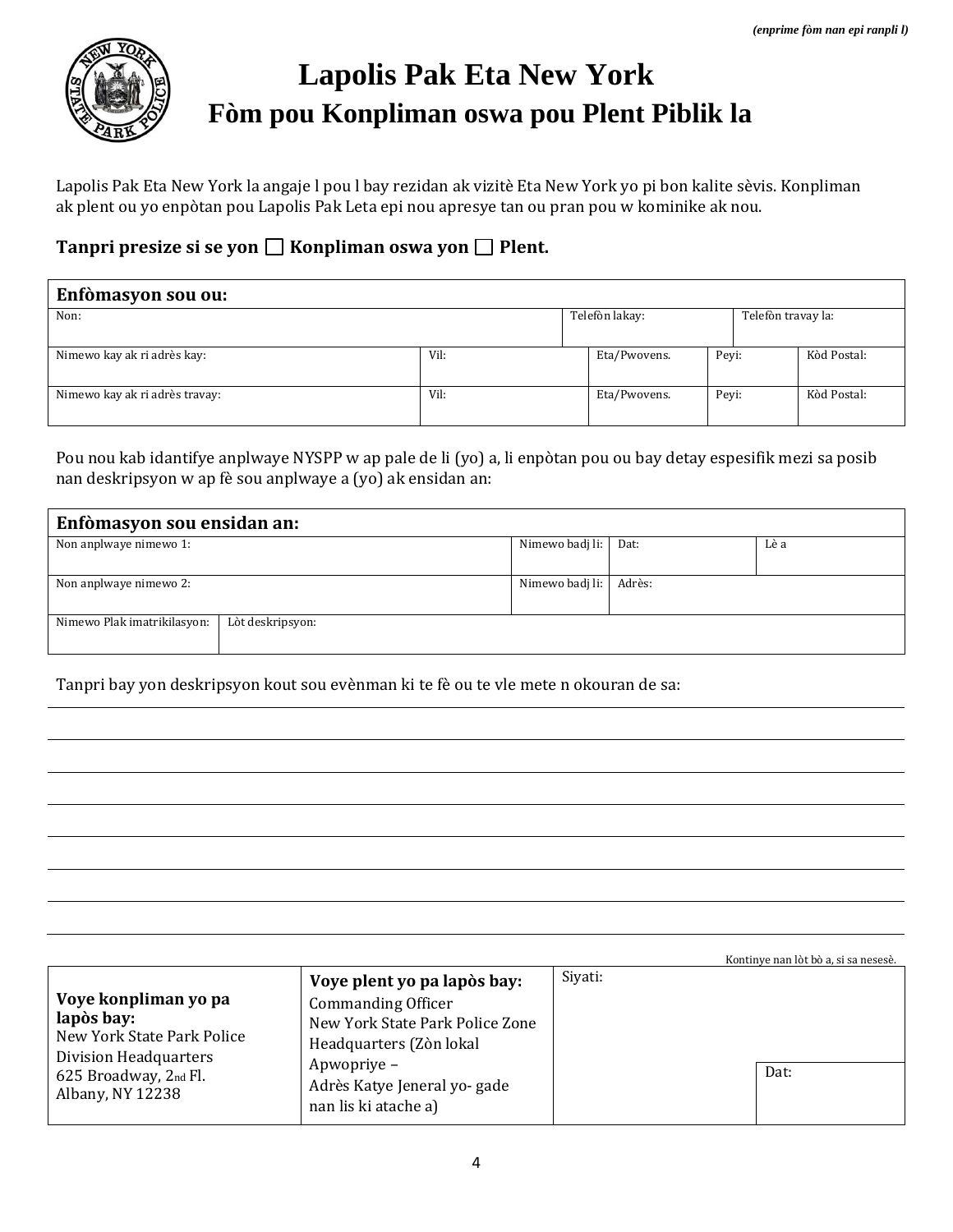*(enprime fòm nan epi ranpli l)*

# Lapolis Pak Eta New York

## Fòm pou Konpliman oswa pou Plent Piblik la

Lapolis Pak Eta New York la angaje l pou l bay rezidan ak vizitè Eta New York yo pi bon kalite sèvis. Konpliman ak plent ou yo enpòtan pou Lapolis Pak Leta epi nou apresye tan ou pran pou w kominike ak nou.

**Tanpri presize si se yon ☐ Konpliman oswa yon ☐ Plent.**

| **Enfòmasyon sou ou:** | | | | |
|---|---|---|---|---|
| Non: | | | Telefòn lakay: | Telefòn travay la: |
| Nimewo kay ak ri adrès kay: | Vil: | Eta/Pwovens. | Peyi: | Kòd Postal: |
| Nimewo kay ak ri adrès travay: | Vil: | Eta/Pwovens. | Peyi: | Kòd Postal: |

Pou nou kab idantifye anplwaye NYSPP w ap pale de li (yo) a, li enpòtan pou ou bay detay espesifik mezi sa posib nan deskripsyon w ap fè sou anplwaye a (yo) ak ensidan an:

| **Enfòmasyon sou ensidan an:** | | | |
|---|---|---|---|
| Non anplwaye nimewo 1: | Nimewo badj li: | Dat: | Lè a |
| Non anplwaye nimewo 2: | Nimewo badj li: | Adrès: | |
| Nimewo Plak imatrikilasyon: | Lòt deskripsyon: | | |

Tanpri bay yon deskripsyon kout sou evènman ki te fè ou te vle mete n okouran de sa:

_______________________________________________

_______________________________________________

_______________________________________________

_______________________________________________

_______________________________________________

_______________________________________________

_______________________________________________

Kontinye nan lòt bò a, si sa nesesè.

| | | | |
|---|---|---|---|
| **Voye konpliman yo pa lapòs bay:** New York State Park Police Division Headquarters 625 Broadway, 2nd Fl. Albany, NY 12238 | **Voye plent yo pa lapòs bay:** Commanding Officer New York State Park Police Zone Headquarters (Zòn lokal Apwopriye – Adrès Katye Jeneral yo- gade nan lis ki atache a) | Siyati: | Dat: |